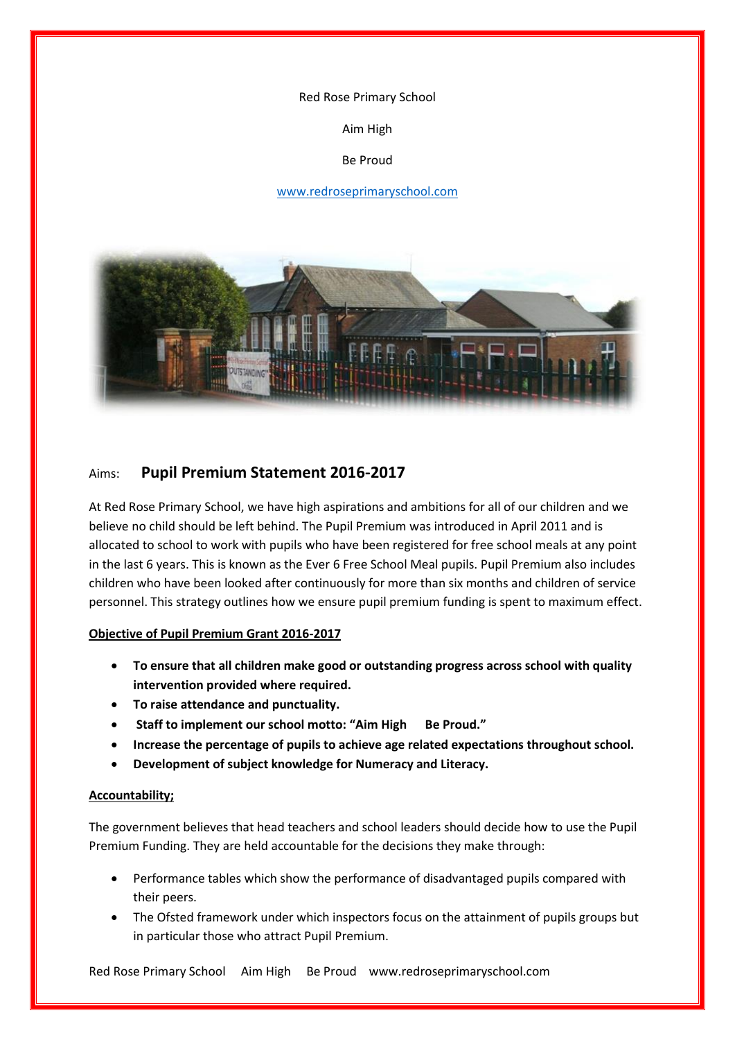Red Rose Primary School

Aim High

Be Proud

www.redroseprimaryschool.com

Aims: **Pupil Premium Statement 2016-2017**

At Red Rose Primary School, we have high aspirations and ambitions for all of our children and we believe no child should be left behind. The Pupil Premium was introduced in April 2011 and is allocated to school to work with pupils who have been registered for free school meals at any point in the last 6 years. This is known as the Ever 6 Free School Meal pupils. Pupil Premium also includes children who have been looked after continuously for more than six months and children of service personnel. This strategy outlines how we ensure pupil premium funding is spent to maximum effect.

**Objective of Pupil Premium Grant 2016-2017**

- **To ensure that all children make good or outstanding progress across school with quality intervention provided where required.**
- **To raise attendance and punctuality.**
- **Staff to implement our school motto: "Aim High Be Proud."**
- **Increase the percentage of pupils to achieve age related expectations throughout school.**
- **Development of subject knowledge for Numeracy and Literacy.**

**Accountability;**

The government believes that head teachers and school leaders should decide how to use the Pupil Premium Funding. They are held accountable for the decisions they make through:

- Performance tables which show the performance of disadvantaged pupils compared with their peers.
- The Ofsted framework under which inspectors focus on the attainment of pupils groups but in particular those who attract Pupil Premium.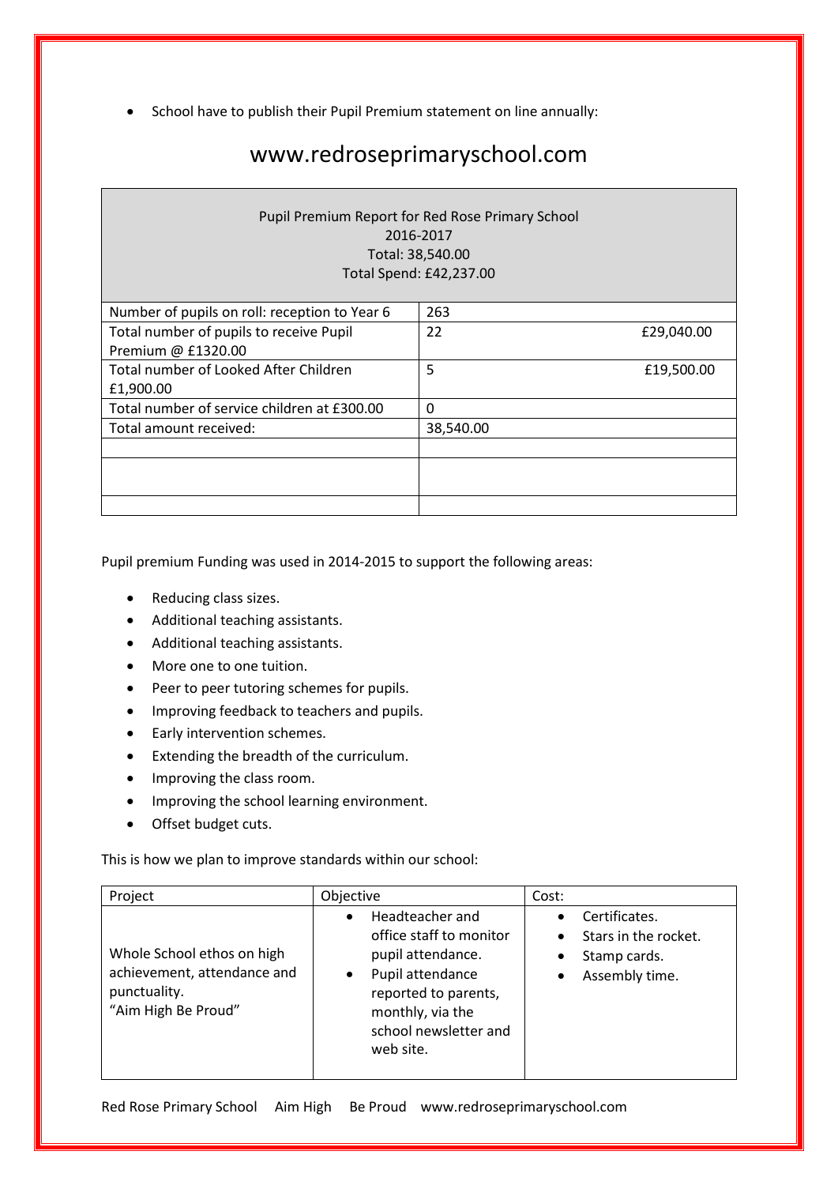- School have to publish their Pupil Premium statement on line annually:

# www.redroseprimaryschool.com

| Pupil Premium Report for Red Rose Primary School<br>2016-2017<br>Total: 38,540.00<br>Total Spend: £42,237.00 | |
|---|---|
| Number of pupils on roll: reception to Year 6 | 263 |
| Total number of pupils to receive Pupil Premium @ £1320.00 | 22 £29,040.00 |
| Total number of Looked After Children £1,900.00 | 5 £19,500.00 |
| Total number of service children at £300.00 | 0 |
| Total amount received: | 38,540.00 |
| | |
| | |
| | |

Pupil premium Funding was used in 2014-2015 to support the following areas:

- Reducing class sizes.
- Additional teaching assistants.
- Additional teaching assistants.
- More one to one tuition.
- Peer to peer tutoring schemes for pupils.
- Improving feedback to teachers and pupils.
- Early intervention schemes.
- Extending the breadth of the curriculum.
- Improving the class room.
- Improving the school learning environment.
- Offset budget cuts.

This is how we plan to improve standards within our school:

| Project | Objective | Cost: |
|---|---|---|
| Whole School ethos on high achievement, attendance and punctuality.<br>"Aim High Be Proud" | • Headteacher and office staff to monitor pupil attendance.<br>• Pupil attendance reported to parents, monthly, via the school newsletter and web site. | • Certificates.<br>• Stars in the rocket.<br>• Stamp cards.<br>• Assembly time. |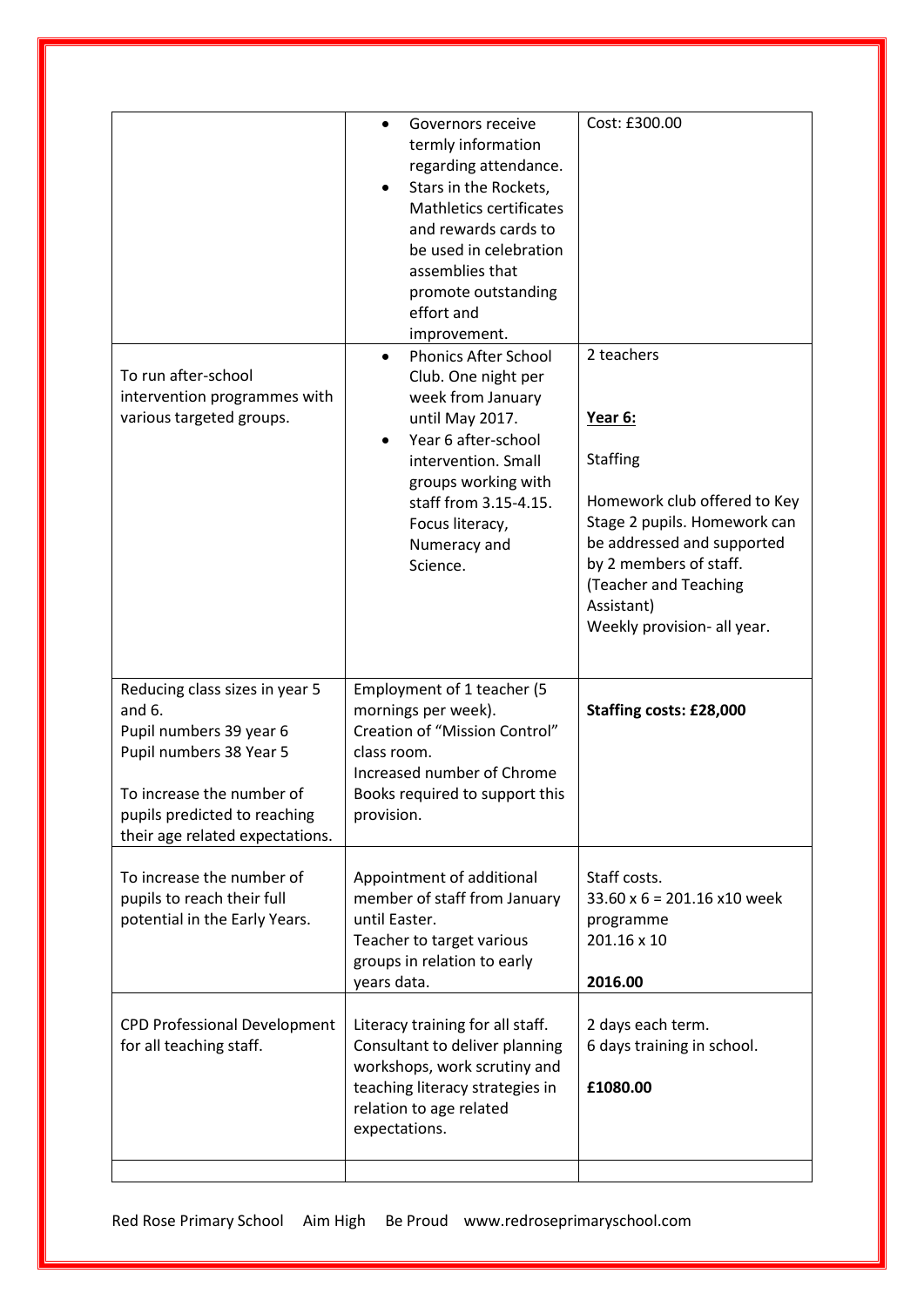| | | |
|---|---|---|
| | • Governors receive termly information regarding attendance.<br>• Stars in the Rockets, Mathletics certificates and rewards cards to be used in celebration assemblies that promote outstanding effort and improvement. | Cost: £300.00 |
| To run after-school intervention programmes with various targeted groups. | • Phonics After School Club. One night per week from January until May 2017.<br>• Year 6 after-school intervention. Small groups working with staff from 3.15-4.15. Focus literacy, Numeracy and Science. | 2 teachers<br><br>**Year 6:**<br><br>Staffing<br><br>Homework club offered to Key Stage 2 pupils. Homework can be addressed and supported by 2 members of staff. (Teacher and Teaching Assistant)<br>Weekly provision- all year. |
| Reducing class sizes in year 5 and 6.<br>Pupil numbers 39 year 6<br>Pupil numbers 38 Year 5<br><br>To increase the number of pupils predicted to reaching their age related expectations. | Employment of 1 teacher (5 mornings per week).<br>Creation of "Mission Control" class room.<br>Increased number of Chrome Books required to support this provision. | **Staffing costs: £28,000** |
| To increase the number of pupils to reach their full potential in the Early Years. | Appointment of additional member of staff from January until Easter.<br>Teacher to target various groups in relation to early years data. | Staff costs.<br>33.60 x 6 = 201.16 x10 week programme<br>201.16 x 10<br><br>**2016.00** |
| CPD Professional Development for all teaching staff. | Literacy training for all staff.<br>Consultant to deliver planning workshops, work scrutiny and teaching literacy strategies in relation to age related expectations. | 2 days each term.<br>6 days training in school.<br><br>**£1080.00** |
| | | |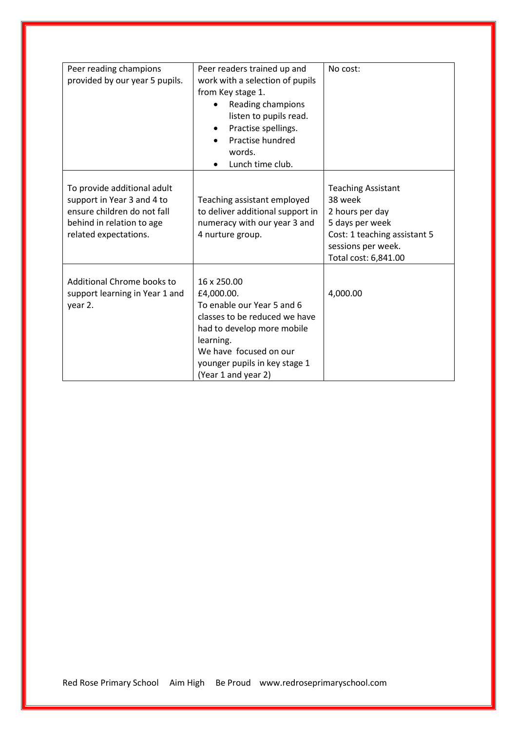| Peer reading champions provided by our year 5 pupils. | Peer readers trained up and work with a selection of pupils from Key stage 1.<br>• Reading champions listen to pupils read.<br>• Practise spellings.<br>• Practise hundred words.<br>• Lunch time club. | No cost: |
|---|---|---|
| To provide additional adult support in Year 3 and 4 to ensure children do not fall behind in relation to age related expectations. | Teaching assistant employed to deliver additional support in numeracy with our year 3 and 4 nurture group. | Teaching Assistant<br>38 week<br>2 hours per day<br>5 days per week<br>Cost: 1 teaching assistant 5 sessions per week.<br>Total cost: 6,841.00 |
| Additional Chrome books to support learning in Year 1 and year 2. | 16 x 250.00<br>£4,000.00.<br>To enable our Year 5 and 6 classes to be reduced we have had to develop more mobile learning.<br>We have focused on our younger pupils in key stage 1 (Year 1 and year 2) | 4,000.00 |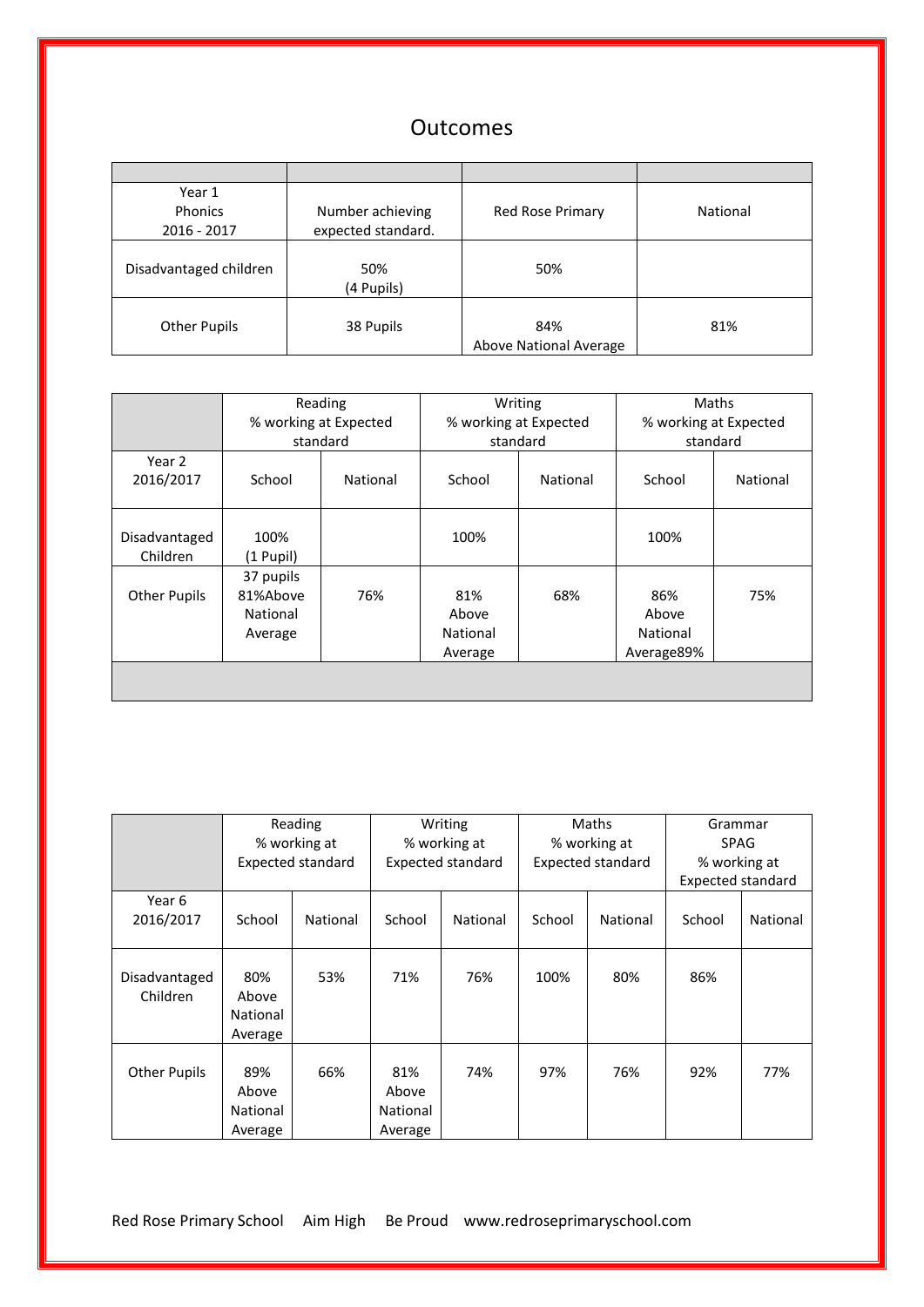# Outcomes

| | | | |
|---|---|---|---|
| Year 1 Phonics 2016 - 2017 | Number achieving expected standard. | Red Rose Primary | National |
| Disadvantaged children | 50% (4 Pupils) | 50% | |
| Other Pupils | 38 Pupils | 84% Above National Average | 81% |

| | Reading % working at Expected standard | | Writing % working at Expected standard | | Maths % working at Expected standard | |
|---|---|---|---|---|---|---|
| Year 2 2016/2017 | School | National | School | National | School | National |
| Disadvantaged Children | 100% (1 Pupil) | | 100% | | 100% | |
| Other Pupils | 37 pupils 81%Above National Average | 76% | 81% Above National Average | 68% | 86% Above National Average89% | 75% |

| | Reading % working at Expected standard | | Writing % working at Expected standard | | Maths % working at Expected standard | | Grammar SPAG % working at Expected standard | |
|---|---|---|---|---|---|---|---|---|
| Year 6 2016/2017 | School | National | School | National | School | National | School | National |
| Disadvantaged Children | 80% Above National Average | 53% | 71% | 76% | 100% | 80% | 86% | |
| Other Pupils | 89% Above National Average | 66% | 81% Above National Average | 74% | 97% | 76% | 92% | 77% |

Red Rose Primary School Aim High Be Proud www.redroseprimaryschool.com